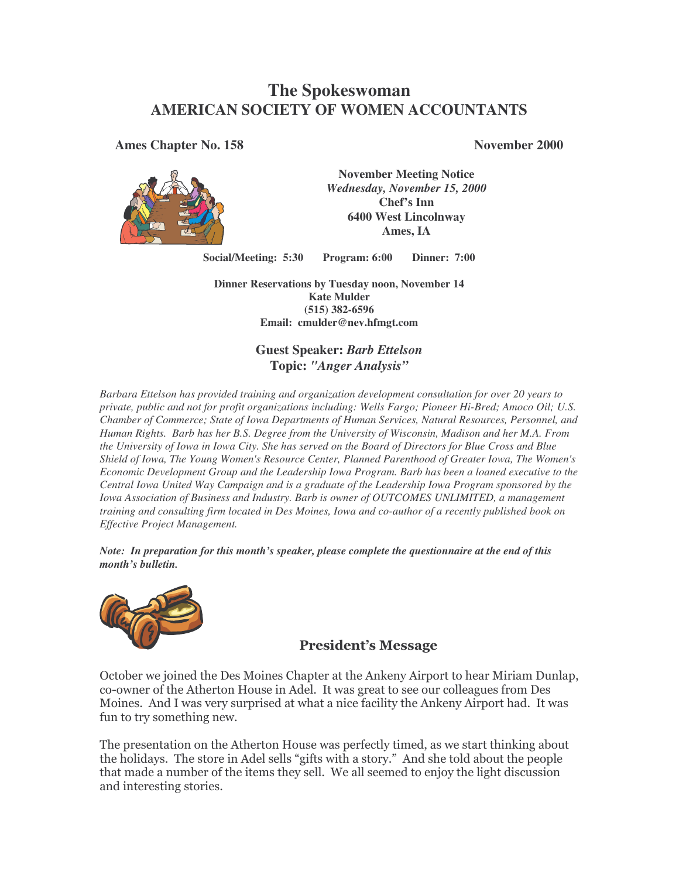# The Spokeswoman
## AMERICAN SOCIETY OF WOMEN ACCOUNTANTS

**Ames Chapter No. 158** **November 2000**

**November Meeting Notice**
***Wednesday, November 15, 2000***
**Chef's Inn**
**6400 West Lincolnway**
**Ames, IA**

**Social/Meeting: 5:30** **Program: 6:00** **Dinner: 7:00**

**Dinner Reservations by Tuesday noon, November 14**
**Kate Mulder**
**(515) 382-6596**
**Email: cmulder@nev.hfmgt.com**

**Guest Speaker: *Barb Ettelson***
**Topic: *"Anger Analysis"***

*Barbara Ettelson has provided training and organization development consultation for over 20 years to private, public and not for profit organizations including: Wells Fargo; Pioneer Hi-Bred; Amoco Oil; U.S. Chamber of Commerce; State of Iowa Departments of Human Services, Natural Resources, Personnel, and Human Rights. Barb has her B.S. Degree from the University of Wisconsin, Madison and her M.A. From the University of Iowa in Iowa City. She has served on the Board of Directors for Blue Cross and Blue Shield of Iowa, The Young Women's Resource Center, Planned Parenthood of Greater Iowa, The Women's Economic Development Group and the Leadership Iowa Program. Barb has been a loaned executive to the Central Iowa United Way Campaign and is a graduate of the Leadership Iowa Program sponsored by the Iowa Association of Business and Industry. Barb is owner of OUTCOMES UNLIMITED, a management training and consulting firm located in Des Moines, Iowa and co-author of a recently published book on Effective Project Management.*

***Note: In preparation for this month's speaker, please complete the questionnaire at the end of this month's bulletin.***

### President's Message

October we joined the Des Moines Chapter at the Ankeny Airport to hear Miriam Dunlap, co-owner of the Atherton House in Adel. It was great to see our colleagues from Des Moines. And I was very surprised at what a nice facility the Ankeny Airport had. It was fun to try something new.

The presentation on the Atherton House was perfectly timed, as we start thinking about the holidays. The store in Adel sells "gifts with a story." And she told about the people that made a number of the items they sell. We all seemed to enjoy the light discussion and interesting stories.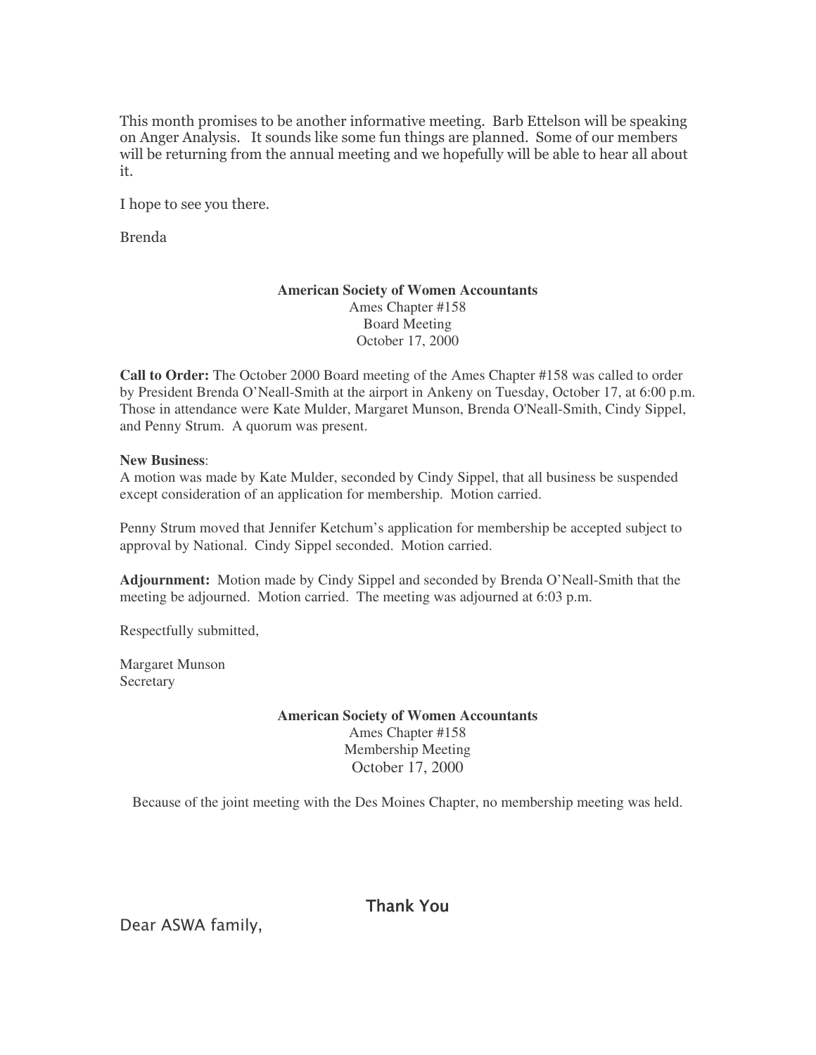This month promises to be another informative meeting. Barb Ettelson will be speaking on Anger Analysis. It sounds like some fun things are planned. Some of our members will be returning from the annual meeting and we hopefully will be able to hear all about it.

I hope to see you there.

Brenda

**American Society of Women Accountants**
Ames Chapter #158
Board Meeting
October 17, 2000

**Call to Order:** The October 2000 Board meeting of the Ames Chapter #158 was called to order by President Brenda O'Neall-Smith at the airport in Ankeny on Tuesday, October 17, at 6:00 p.m. Those in attendance were Kate Mulder, Margaret Munson, Brenda O'Neall-Smith, Cindy Sippel, and Penny Strum. A quorum was present.

**New Business**:
A motion was made by Kate Mulder, seconded by Cindy Sippel, that all business be suspended except consideration of an application for membership. Motion carried.

Penny Strum moved that Jennifer Ketchum's application for membership be accepted subject to approval by National. Cindy Sippel seconded. Motion carried.

**Adjournment:** Motion made by Cindy Sippel and seconded by Brenda O'Neall-Smith that the meeting be adjourned. Motion carried. The meeting was adjourned at 6:03 p.m.

Respectfully submitted,

Margaret Munson
Secretary

**American Society of Women Accountants**
Ames Chapter #158
Membership Meeting
October 17, 2000

Because of the joint meeting with the Des Moines Chapter, no membership meeting was held.

## Thank You

Dear ASWA family,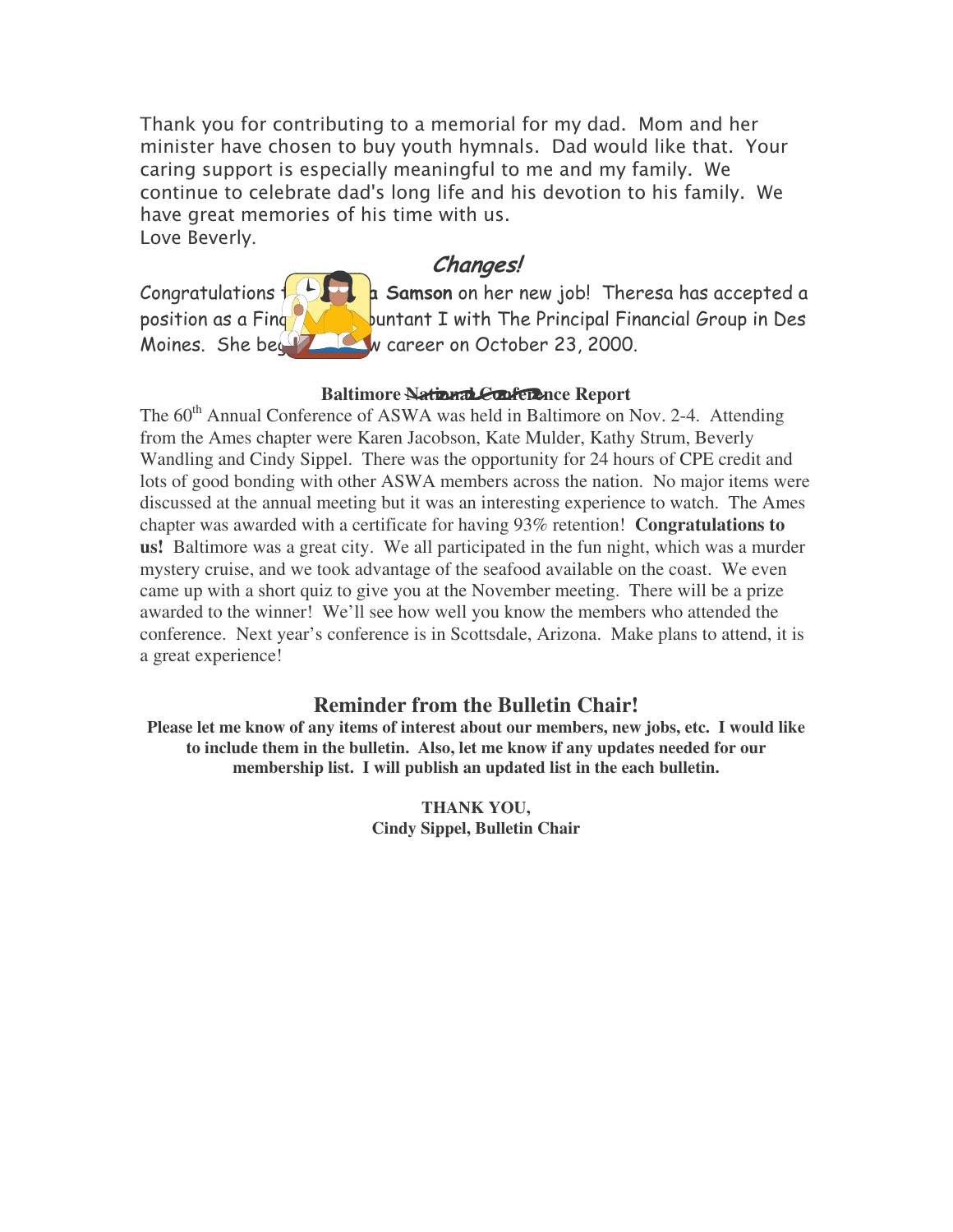Thank you for contributing to a memorial for my dad. Mom and her minister have chosen to buy youth hymnals. Dad would like that. Your caring support is especially meaningful to me and my family. We continue to celebrate dad's long life and his devotion to his family. We have great memories of his time with us.
Love Beverly.

## *Changes!*

Congratulations t... a **Samson** on her new job! Theresa has accepted a position as a Fin... ...untant I with The Principal Financial Group in Des Moines. She be... ...w career on October 23, 2000.

### Baltimore National Conference Report

The 60th Annual Conference of ASWA was held in Baltimore on Nov. 2-4. Attending from the Ames chapter were Karen Jacobson, Kate Mulder, Kathy Strum, Beverly Wandling and Cindy Sippel. There was the opportunity for 24 hours of CPE credit and lots of good bonding with other ASWA members across the nation. No major items were discussed at the annual meeting but it was an interesting experience to watch. The Ames chapter was awarded with a certificate for having 93% retention! **Congratulations to us!** Baltimore was a great city. We all participated in the fun night, which was a murder mystery cruise, and we took advantage of the seafood available on the coast. We even came up with a short quiz to give you at the November meeting. There will be a prize awarded to the winner! We'll see how well you know the members who attended the conference. Next year's conference is in Scottsdale, Arizona. Make plans to attend, it is a great experience!

## Reminder from the Bulletin Chair!

**Please let me know of any items of interest about our members, new jobs, etc. I would like to include them in the bulletin. Also, let me know if any updates needed for our membership list. I will publish an updated list in the each bulletin.**

**THANK YOU,**
**Cindy Sippel, Bulletin Chair**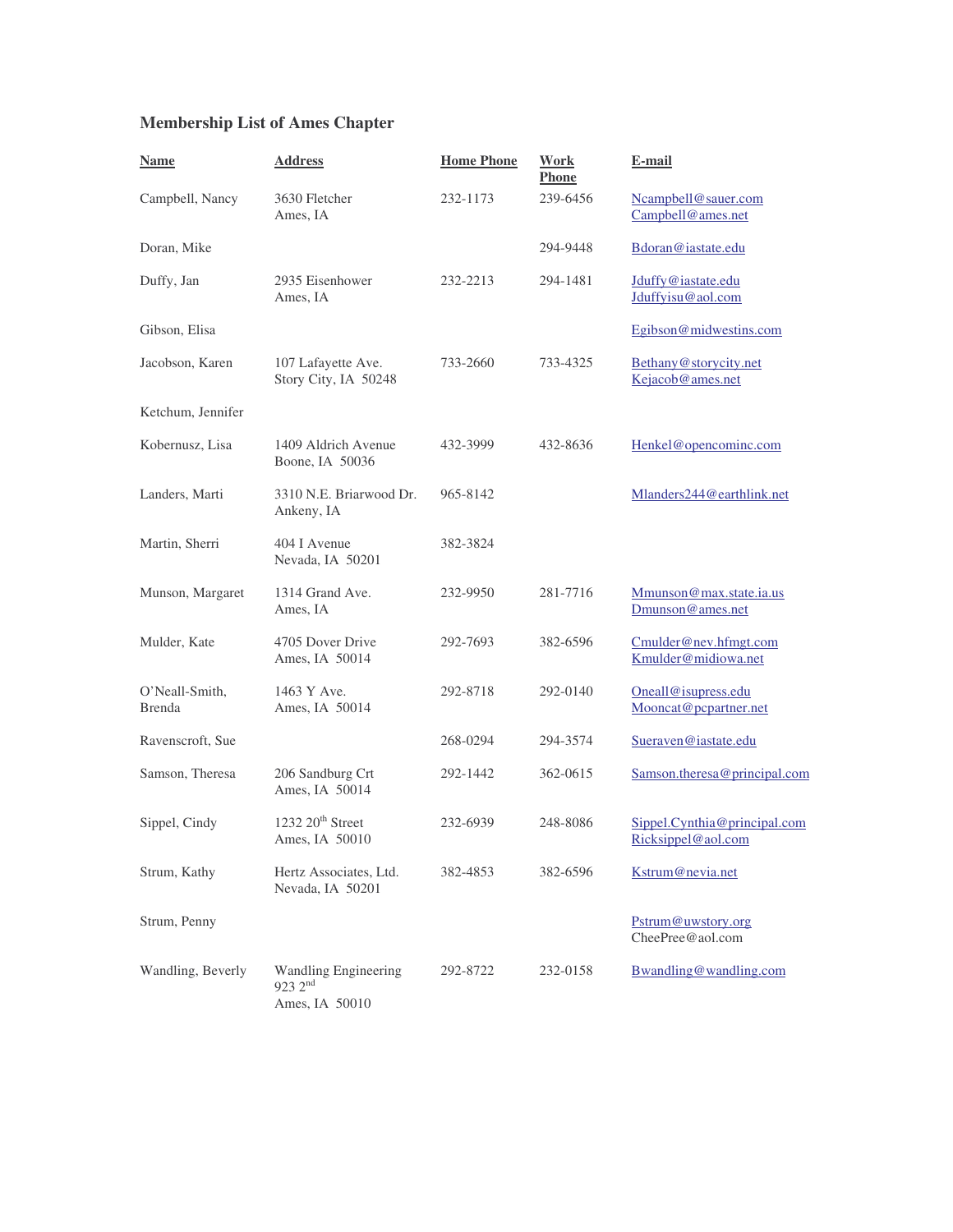**Membership List of Ames Chapter**

| Name | Address | Home Phone | Work Phone | E-mail |
|---|---|---|---|---|
| Campbell, Nancy | 3630 Fletcher<br>Ames, IA | 232-1173 | 239-6456 | Ncampbell@sauer.com<br>Campbell@ames.net |
| Doran, Mike | | | 294-9448 | Bdoran@iastate.edu |
| Duffy, Jan | 2935 Eisenhower<br>Ames, IA | 232-2213 | 294-1481 | Jduffy@iastate.edu<br>Jduffyisu@aol.com |
| Gibson, Elisa | | | | Egibson@midwestins.com |
| Jacobson, Karen | 107 Lafayette Ave.<br>Story City, IA 50248 | 733-2660 | 733-4325 | Bethany@storycity.net<br>Kejacob@ames.net |
| Ketchum, Jennifer | | | | |
| Kobernusz, Lisa | 1409 Aldrich Avenue<br>Boone, IA 50036 | 432-3999 | 432-8636 | Henkel@opencominc.com |
| Landers, Marti | 3310 N.E. Briarwood Dr.<br>Ankeny, IA | 965-8142 | | Mlanders244@earthlink.net |
| Martin, Sherri | 404 I Avenue<br>Nevada, IA 50201 | 382-3824 | | |
| Munson, Margaret | 1314 Grand Ave.<br>Ames, IA | 232-9950 | 281-7716 | Mmunson@max.state.ia.us<br>Dmunson@ames.net |
| Mulder, Kate | 4705 Dover Drive<br>Ames, IA 50014 | 292-7693 | 382-6596 | Cmulder@nev.hfmgt.com<br>Kmulder@midiowa.net |
| O'Neall-Smith, Brenda | 1463 Y Ave.<br>Ames, IA 50014 | 292-8718 | 292-0140 | Oneall@isupress.edu<br>Mooncat@pcpartner.net |
| Ravenscroft, Sue | | 268-0294 | 294-3574 | Sueraven@iastate.edu |
| Samson, Theresa | 206 Sandburg Crt<br>Ames, IA 50014 | 292-1442 | 362-0615 | Samson.theresa@principal.com |
| Sippel, Cindy | 1232 20th Street<br>Ames, IA 50010 | 232-6939 | 248-8086 | Sippel.Cynthia@principal.com<br>Ricksippel@aol.com |
| Strum, Kathy | Hertz Associates, Ltd.<br>Nevada, IA 50201 | 382-4853 | 382-6596 | Kstrum@nevia.net |
| Strum, Penny | | | | Pstrum@uwstory.org<br>CheePree@aol.com |
| Wandling, Beverly | Wandling Engineering<br>923 2nd<br>Ames, IA 50010 | 292-8722 | 232-0158 | Bwandling@wandling.com |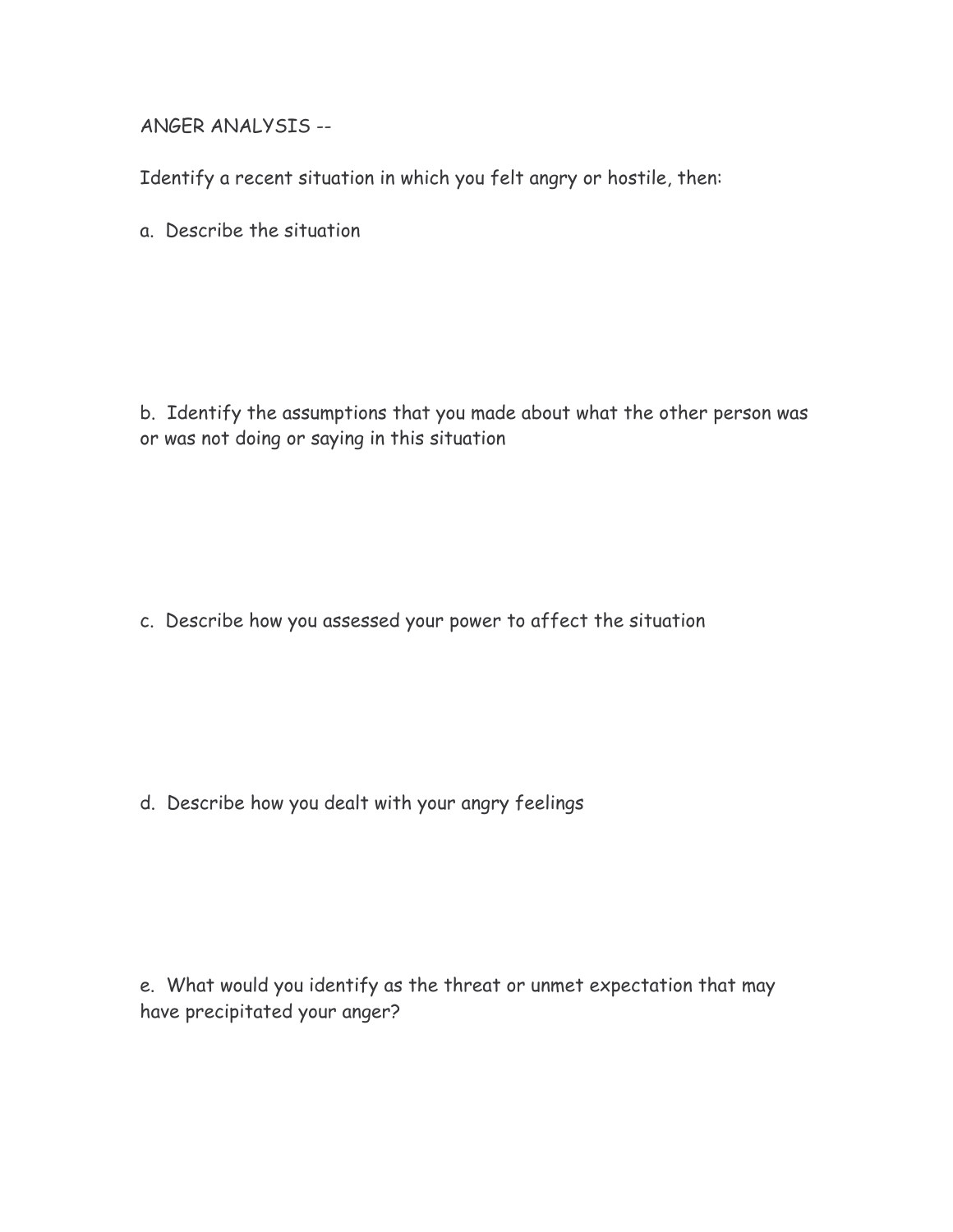ANGER ANALYSIS --

Identify a recent situation in which you felt angry or hostile, then:

a. Describe the situation

b. Identify the assumptions that you made about what the other person was or was not doing or saying in this situation

c. Describe how you assessed your power to affect the situation

d. Describe how you dealt with your angry feelings

e. What would you identify as the threat or unmet expectation that may have precipitated your anger?